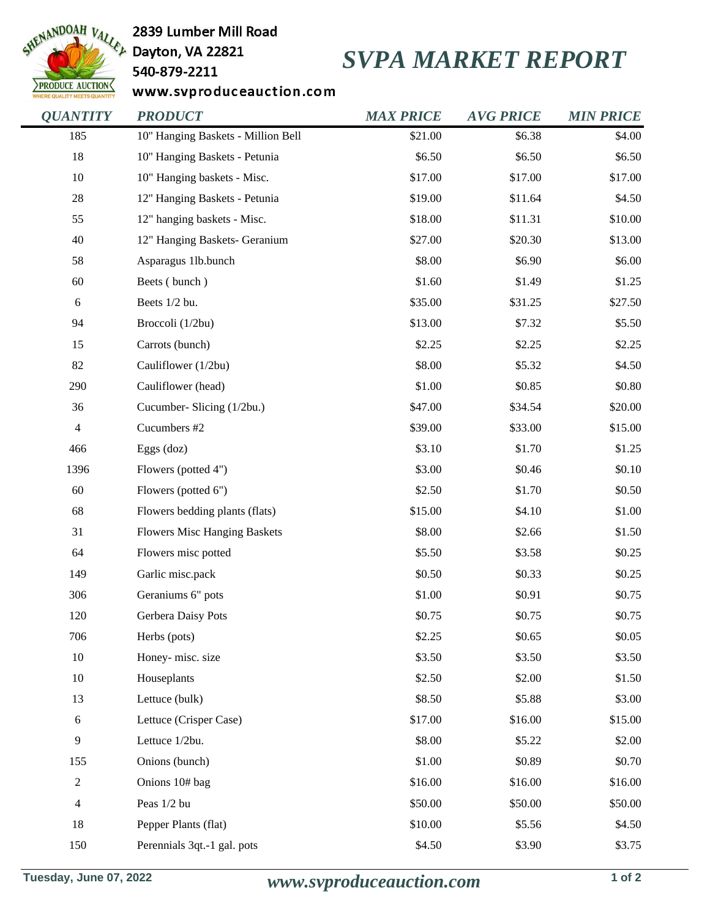2839 Lumber Mill Road
Dayton, VA 22821
540-879-2211
www.svproduceauction.com

# SVPA MARKET REPORT

| QUANTITY | PRODUCT | MAX PRICE | AVG PRICE | MIN PRICE |
|---|---|---|---|---|
| 185 | 10" Hanging Baskets - Million Bell | $21.00 | $6.38 | $4.00 |
| 18 | 10" Hanging Baskets - Petunia | $6.50 | $6.50 | $6.50 |
| 10 | 10" Hanging baskets - Misc. | $17.00 | $17.00 | $17.00 |
| 28 | 12" Hanging Baskets - Petunia | $19.00 | $11.64 | $4.50 |
| 55 | 12" hanging baskets - Misc. | $18.00 | $11.31 | $10.00 |
| 40 | 12" Hanging Baskets- Geranium | $27.00 | $20.30 | $13.00 |
| 58 | Asparagus 1lb.bunch | $8.00 | $6.90 | $6.00 |
| 60 | Beets ( bunch ) | $1.60 | $1.49 | $1.25 |
| 6 | Beets 1/2 bu. | $35.00 | $31.25 | $27.50 |
| 94 | Broccoli (1/2bu) | $13.00 | $7.32 | $5.50 |
| 15 | Carrots (bunch) | $2.25 | $2.25 | $2.25 |
| 82 | Cauliflower (1/2bu) | $8.00 | $5.32 | $4.50 |
| 290 | Cauliflower (head) | $1.00 | $0.85 | $0.80 |
| 36 | Cucumber- Slicing (1/2bu.) | $47.00 | $34.54 | $20.00 |
| 4 | Cucumbers #2 | $39.00 | $33.00 | $15.00 |
| 466 | Eggs (doz) | $3.10 | $1.70 | $1.25 |
| 1396 | Flowers (potted 4") | $3.00 | $0.46 | $0.10 |
| 60 | Flowers (potted 6") | $2.50 | $1.70 | $0.50 |
| 68 | Flowers bedding plants (flats) | $15.00 | $4.10 | $1.00 |
| 31 | Flowers Misc Hanging Baskets | $8.00 | $2.66 | $1.50 |
| 64 | Flowers misc potted | $5.50 | $3.58 | $0.25 |
| 149 | Garlic misc.pack | $0.50 | $0.33 | $0.25 |
| 306 | Geraniums 6" pots | $1.00 | $0.91 | $0.75 |
| 120 | Gerbera Daisy Pots | $0.75 | $0.75 | $0.75 |
| 706 | Herbs (pots) | $2.25 | $0.65 | $0.05 |
| 10 | Honey- misc. size | $3.50 | $3.50 | $3.50 |
| 10 | Houseplants | $2.50 | $2.00 | $1.50 |
| 13 | Lettuce (bulk) | $8.50 | $5.88 | $3.00 |
| 6 | Lettuce (Crisper Case) | $17.00 | $16.00 | $15.00 |
| 9 | Lettuce 1/2bu. | $8.00 | $5.22 | $2.00 |
| 155 | Onions (bunch) | $1.00 | $0.89 | $0.70 |
| 2 | Onions 10# bag | $16.00 | $16.00 | $16.00 |
| 4 | Peas 1/2 bu | $50.00 | $50.00 | $50.00 |
| 18 | Pepper Plants (flat) | $10.00 | $5.56 | $4.50 |
| 150 | Perennials 3qt.-1 gal. pots | $4.50 | $3.90 | $3.75 |

Tuesday, June 07, 2022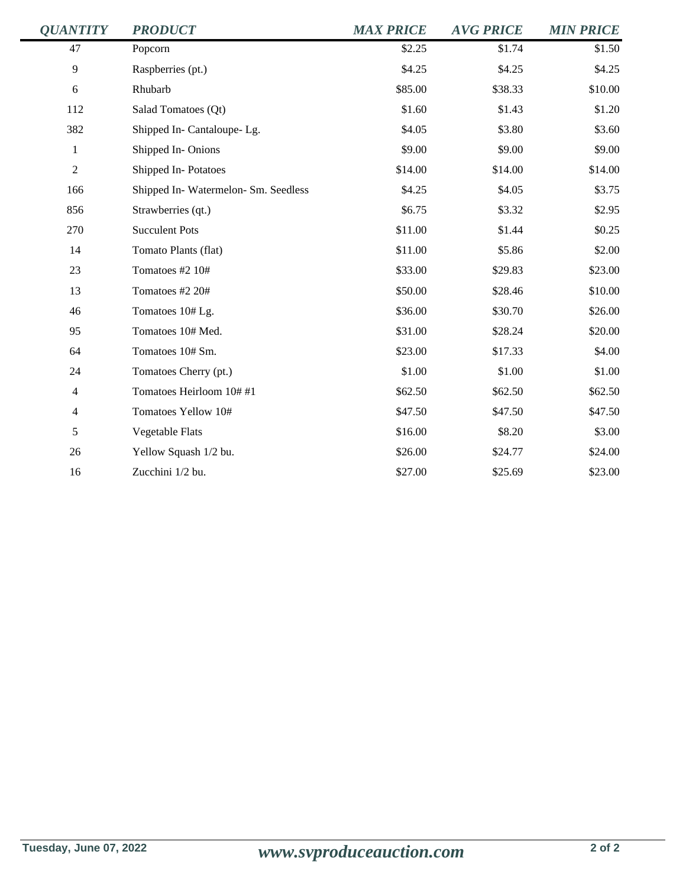| QUANTITY | PRODUCT | MAX PRICE | AVG PRICE | MIN PRICE |
|---|---|---|---|---|
| 47 | Popcorn | $2.25 | $1.74 | $1.50 |
| 9 | Raspberries (pt.) | $4.25 | $4.25 | $4.25 |
| 6 | Rhubarb | $85.00 | $38.33 | $10.00 |
| 112 | Salad Tomatoes (Qt) | $1.60 | $1.43 | $1.20 |
| 382 | Shipped In- Cantaloupe- Lg. | $4.05 | $3.80 | $3.60 |
| 1 | Shipped In- Onions | $9.00 | $9.00 | $9.00 |
| 2 | Shipped In- Potatoes | $14.00 | $14.00 | $14.00 |
| 166 | Shipped In- Watermelon- Sm. Seedless | $4.25 | $4.05 | $3.75 |
| 856 | Strawberries (qt.) | $6.75 | $3.32 | $2.95 |
| 270 | Succulent Pots | $11.00 | $1.44 | $0.25 |
| 14 | Tomato Plants (flat) | $11.00 | $5.86 | $2.00 |
| 23 | Tomatoes #2 10# | $33.00 | $29.83 | $23.00 |
| 13 | Tomatoes #2 20# | $50.00 | $28.46 | $10.00 |
| 46 | Tomatoes 10# Lg. | $36.00 | $30.70 | $26.00 |
| 95 | Tomatoes 10# Med. | $31.00 | $28.24 | $20.00 |
| 64 | Tomatoes 10# Sm. | $23.00 | $17.33 | $4.00 |
| 24 | Tomatoes Cherry (pt.) | $1.00 | $1.00 | $1.00 |
| 4 | Tomatoes Heirloom 10# #1 | $62.50 | $62.50 | $62.50 |
| 4 | Tomatoes Yellow 10# | $47.50 | $47.50 | $47.50 |
| 5 | Vegetable Flats | $16.00 | $8.20 | $3.00 |
| 26 | Yellow Squash 1/2 bu. | $26.00 | $24.77 | $24.00 |
| 16 | Zucchini 1/2 bu. | $27.00 | $25.69 | $23.00 |